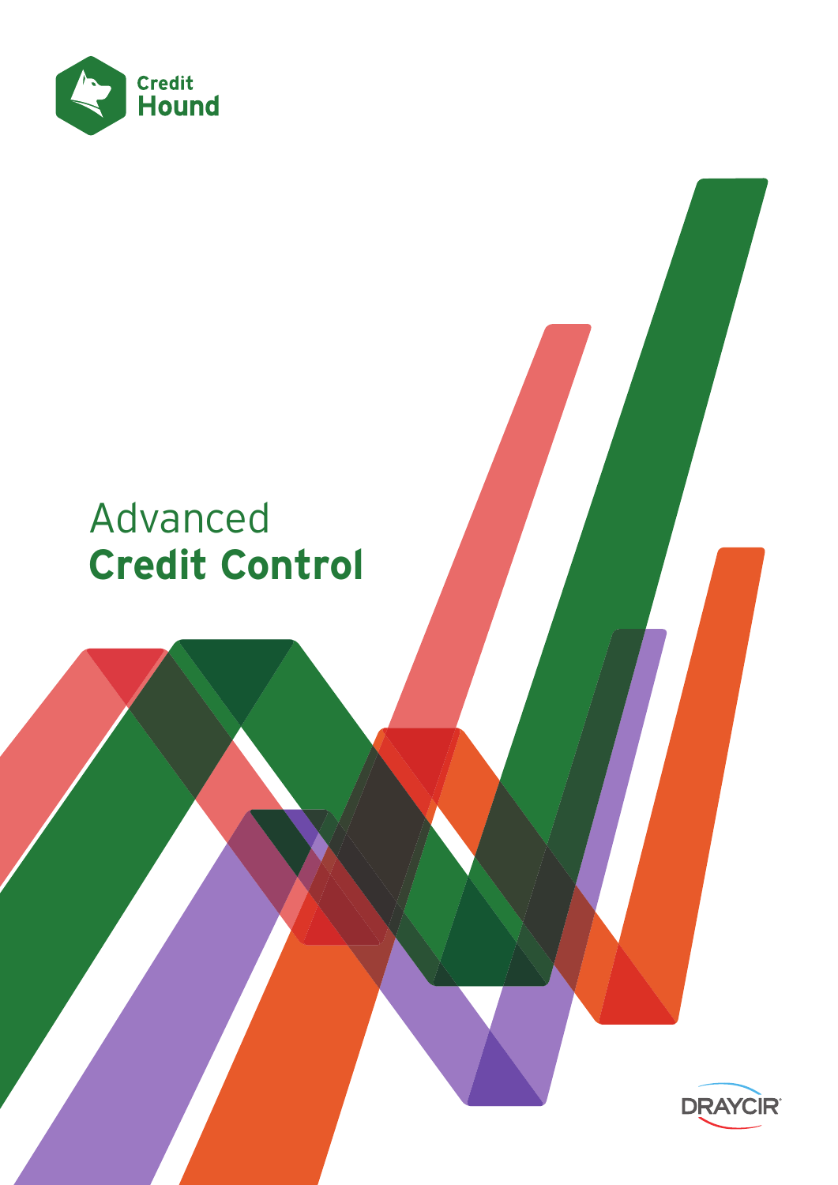Credit Hound

# Advanced **Credit Control**

DRAYCIR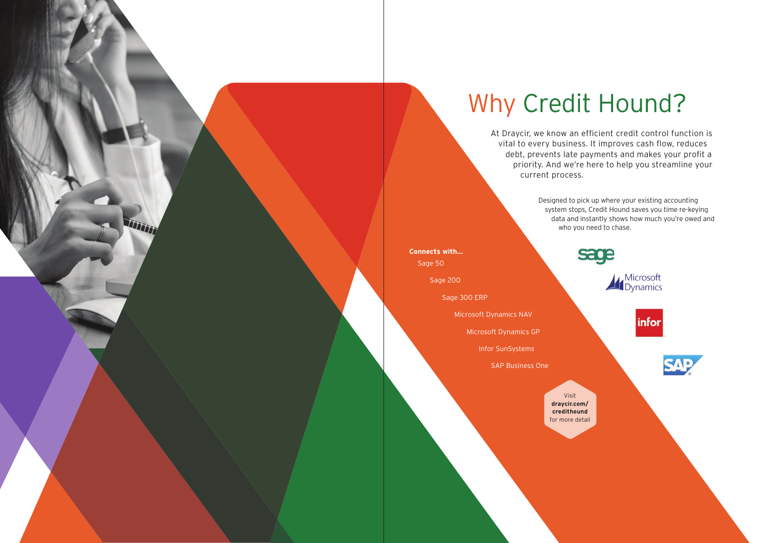# Why Credit Hound?

At Draycir, we know an efficient credit control function is vital to every business. It improves cash flow, reduces debt, prevents late payments and makes your profit a priority. And we're here to help you streamline your current process.

Designed to pick up where your existing accounting system stops, Credit Hound saves you time re-keying data and instantly shows how much you're owed and who you need to chase.

**Connects with...**

- Sage 50
- Sage 200
- Sage 300 ERP
- Microsoft Dynamics NAV
- Microsoft Dynamics GP
- Infor SunSystems
- SAP Business One

Visit **draycir.com/credithound** for more detail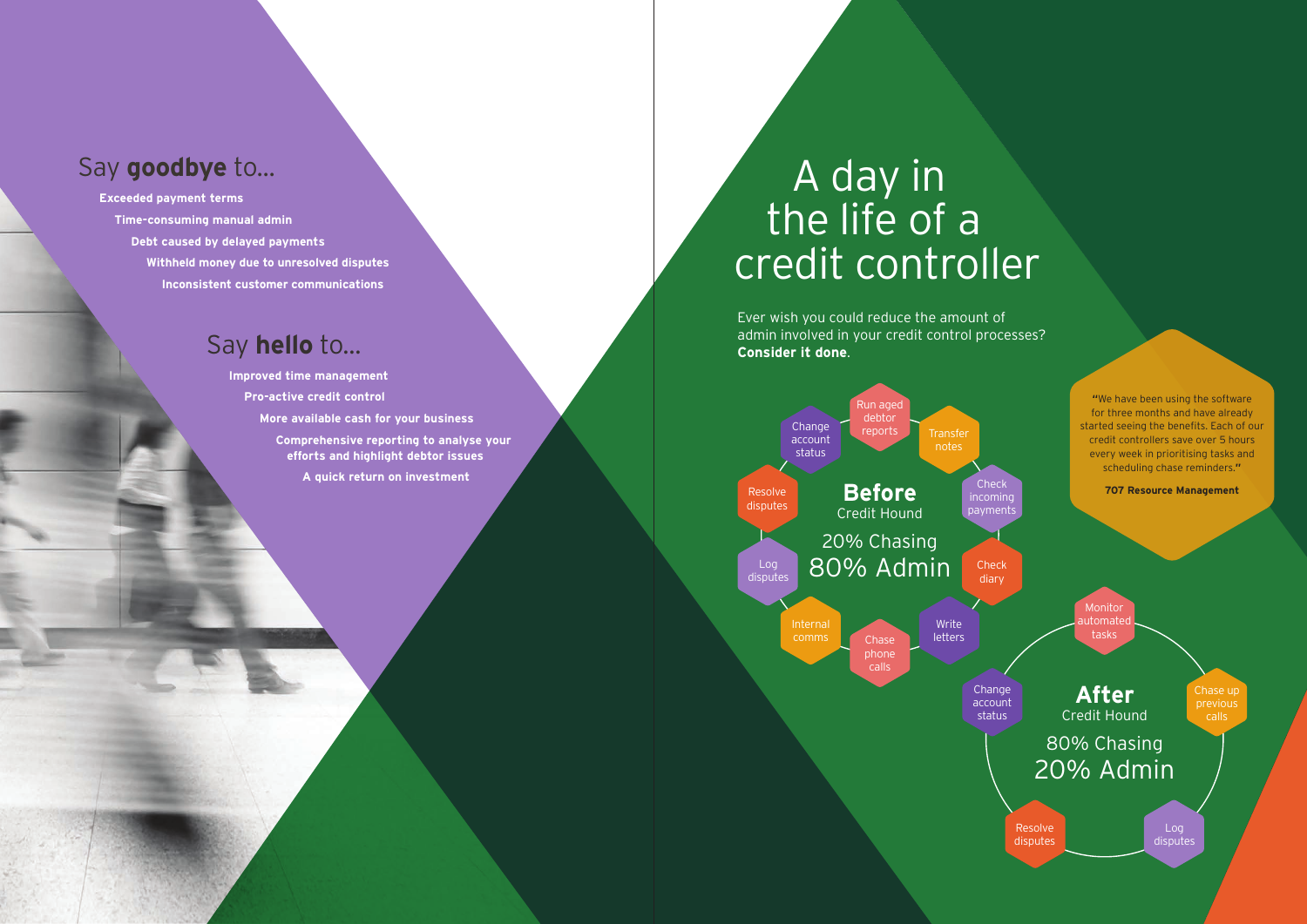## Say **goodbye** to...

- Exceeded payment terms
- Time-consuming manual admin
- Debt caused by delayed payments
- Withheld money due to unresolved disputes
- Inconsistent customer communications

## Say **hello** to...

- Improved time management
- Pro-active credit control
- More available cash for your business
- Comprehensive reporting to analyse your efforts and highlight debtor issues
- A quick return on investment

# A day in the life of a credit controller

Ever wish you could reduce the amount of admin involved in your credit control processes? **Consider it done**.

### **Before**
Credit Hound

20% Chasing
80% Admin

- Run aged debtor reports
- Transfer notes
- Check incoming payments
- Check diary
- Write letters
- Chase phone calls
- Internal comms
- Log disputes
- Resolve disputes
- Change account status

### **After**
Credit Hound

80% Chasing
20% Admin

- Monitor automated tasks
- Chase up previous calls
- Log disputes
- Resolve disputes
- Change account status

**"**We have been using the software for three months and have already started seeing the benefits. Each of our credit controllers save over 5 hours every week in prioritising tasks and scheduling chase reminders.**"**

**707 Resource Management**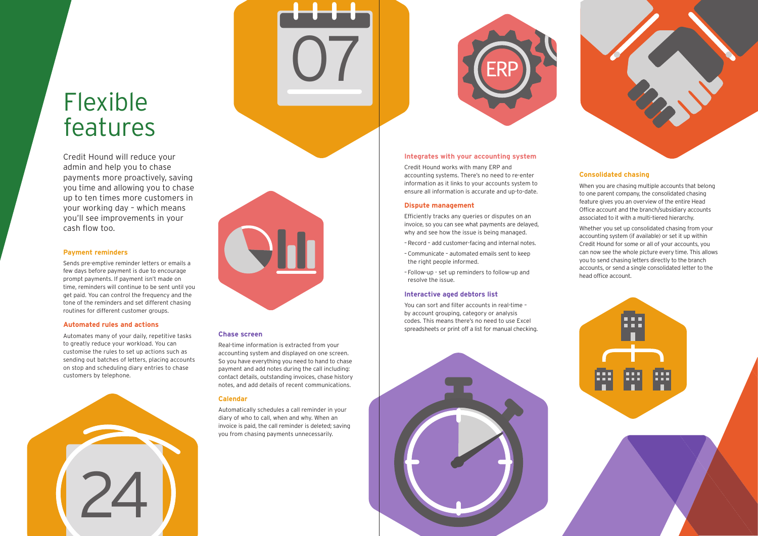# Flexible features

Credit Hound will reduce your admin and help you to chase payments more proactively, saving you time and allowing you to chase up to ten times more customers in your working day – which means you'll see improvements in your cash flow too.

### Payment reminders

Sends pre-emptive reminder letters or emails a few days before payment is due to encourage prompt payments. If payment isn't made on time, reminders will continue to be sent until you get paid. You can control the frequency and the tone of the reminders and set different chasing routines for different customer groups.

### Automated rules and actions

Automates many of your daily, repetitive tasks to greatly reduce your workload. You can customise the rules to set up actions such as sending out batches of letters, placing accounts on stop and scheduling diary entries to chase customers by telephone.

### Chase screen

Real-time information is extracted from your accounting system and displayed on one screen. So you have everything you need to hand to chase payment and add notes during the call including: contact details, outstanding invoices, chase history notes, and add details of recent communications.

### Calendar

Automatically schedules a call reminder in your diary of who to call, when and why. When an invoice is paid, the call reminder is deleted; saving you from chasing payments unnecessarily.

### Integrates with your accounting system

Credit Hound works with many ERP and accounting systems. There's no need to re-enter information as it links to your accounts system to ensure all information is accurate and up-to-date.

### Dispute management

Efficiently tracks any queries or disputes on an invoice, so you can see what payments are delayed, why and see how the issue is being managed.

- Record – add customer-facing and internal notes.
- Communicate – automated emails sent to keep the right people informed.
- Follow-up - set up reminders to follow-up and resolve the issue.

### Interactive aged debtors list

You can sort and filter accounts in real-time – by account grouping, category or analysis codes. This means there's no need to use Excel spreadsheets or print off a list for manual checking.

### Consolidated chasing

When you are chasing multiple accounts that belong to one parent company, the consolidated chasing feature gives you an overview of the entire Head Office account and the branch/subsidiary accounts associated to it with a multi-tiered hierarchy.

Whether you set up consolidated chasing from your accounting system (if available) or set it up within Credit Hound for some or all of your accounts, you can now see the whole picture every time. This allows you to send chasing letters directly to the branch accounts, or send a single consolidated letter to the head office account.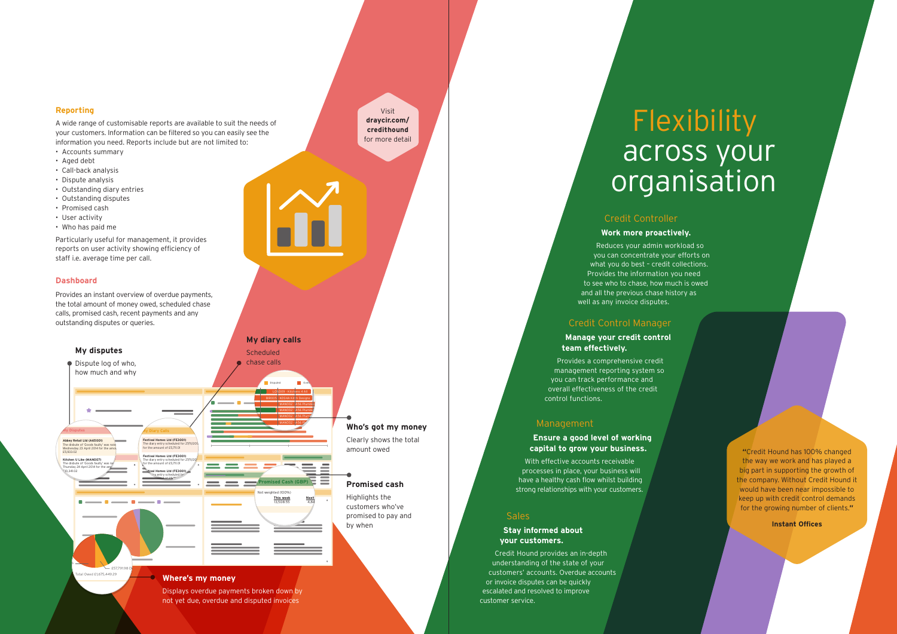## Reporting

A wide range of customisable reports are available to suit the needs of your customers. Information can be filtered so you can easily see the information you need. Reports include but are not limited to:

- Accounts summary
- Aged debt
- Call-back analysis
- Dispute analysis
- Outstanding diary entries
- Outstanding disputes
- Promised cash
- User activity
- Who has paid me

Particularly useful for management, it provides reports on user activity showing efficiency of staff i.e. average time per call.

## Dashboard

Provides an instant overview of overdue payments, the total amount of money owed, scheduled chase calls, promised cash, recent payments and any outstanding disputes or queries.

**My disputes**

Dispute log of who, how much and why

**My diary calls**

Scheduled chase calls

**Who's got my money**

Clearly shows the total amount owed

**Promised cash**

Highlights the customers who've promised to pay and by when

**Where's my money**

Displays overdue payments broken down by not yet due, overdue and disputed invoices

Visit **draycir.com/credithound** for more detail

# Flexibility across your organisation

## Credit Controller

**Work more proactively.**

Reduces your admin workload so you can concentrate your efforts on what you do best – credit collections. Provides the information you need to see who to chase, how much is owed and all the previous chase history as well as any invoice disputes.

## Credit Control Manager

**Manage your credit control team effectively.**

Provides a comprehensive credit management reporting system so you can track performance and overall effectiveness of the credit control functions.

## Management

**Ensure a good level of working capital to grow your business.**

With effective accounts receivable processes in place, your business will have a healthy cash flow whilst building strong relationships with your customers.

## Sales

**Stay informed about your customers.**

Credit Hound provides an in-depth understanding of the state of your customers' accounts. Overdue accounts or invoice disputes can be quickly escalated and resolved to improve customer service.

"Credit Hound has 100% changed the way we work and has played a big part in supporting the growth of the company. Without Credit Hound it would have been near impossible to keep up with credit control demands for the growing number of clients."

**Instant Offices**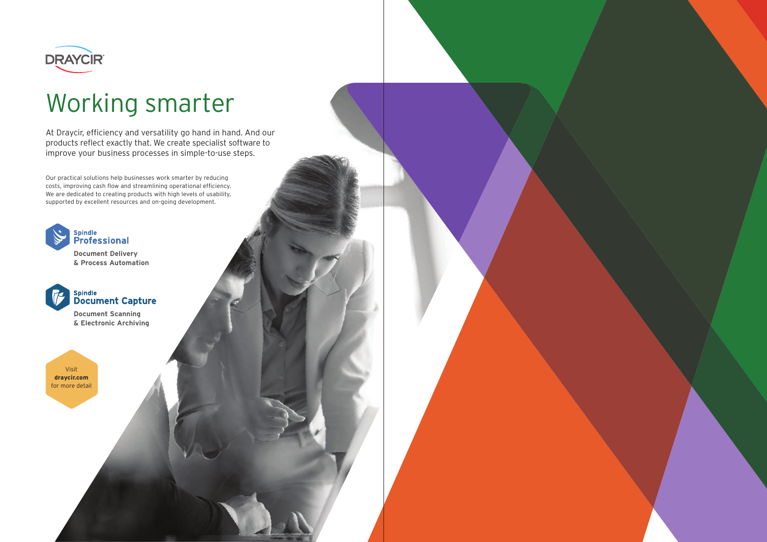DRAYCIR

# Working smarter

At Draycir, efficiency and versatility go hand in hand. And our products reflect exactly that. We create specialist software to improve your business processes in simple-to-use steps.

Our practical solutions help businesses work smarter by reducing costs, improving cash flow and streamlining operational efficiency. We are dedicated to creating products with high levels of usability, supported by excellent resources and on-going development.

**Spindle Professional**

**Document Delivery & Process Automation**

**Spindle Document Capture**

**Document Scanning & Electronic Archiving**

Visit **draycir.com** for more detail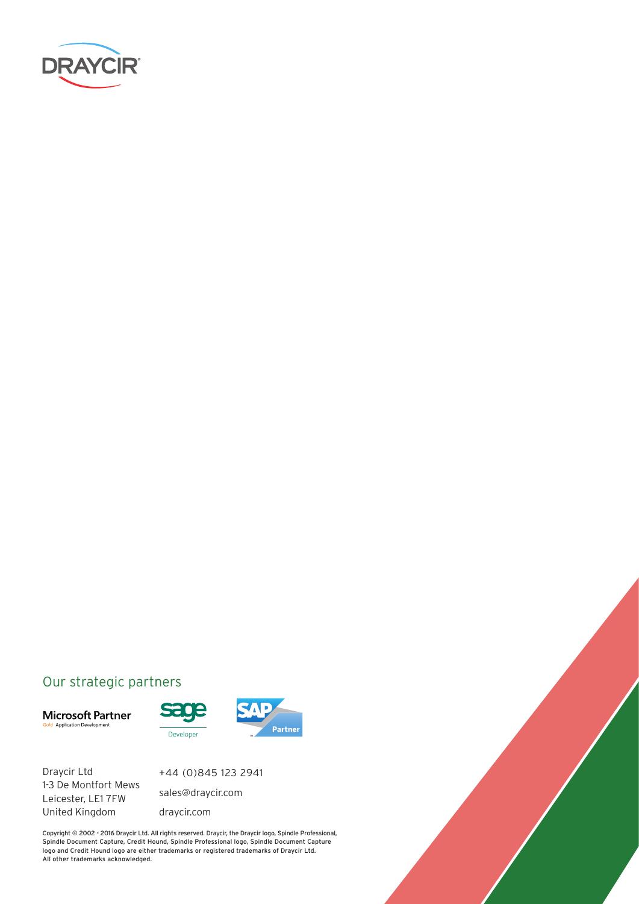DRAYCIR®

## Our strategic partners

Microsoft Partner
Gold Application Development

sage
Developer

SAP Partner

Draycir Ltd
1-3 De Montfort Mews
Leicester, LE1 7FW
United Kingdom

+44 (0)845 123 2941

sales@draycir.com

draycir.com

Copyright © 2002 - 2016 Draycir Ltd. All rights reserved. Draycir, the Draycir logo, Spindle Professional, Spindle Document Capture, Credit Hound, Spindle Professional logo, Spindle Document Capture logo and Credit Hound logo are either trademarks or registered trademarks of Draycir Ltd. All other trademarks acknowledged.